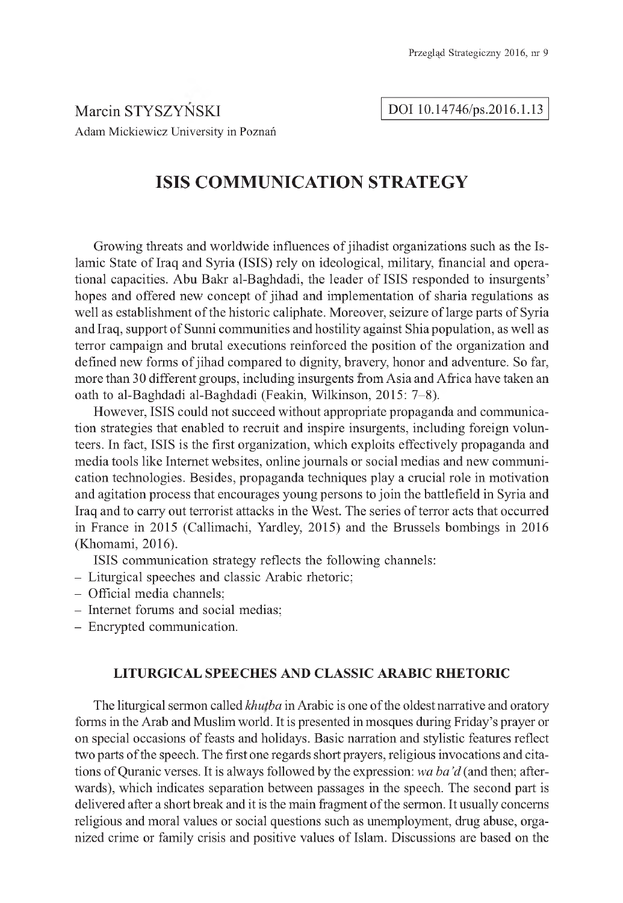Marcin STYSZYŃSKI

Adam Mickiewicz University in Poznań

DOI 10.14746/ps.2016.1.13

# ISIS COMMUNICATION STRATEGY

Growing threats and worldwide influences of jihadist organizations such as the Islamic State of Iraq and Syria (ISIS) rely on ideological, military, financial and operational capacities. Abu Bakr al-Baghdadi, the leader of ISIS responded to insurgents' hopes and offered new concept of jihad and implementation of sharia regulations as well as establishment of the historic caliphate. Moreover, seizure of large parts of Syria and Iraq, support of Sunni communities and hostility against Shia population, as well as terror campaign and brutal executions reinforced the position of the organization and defined new forms of jihad compared to dignity, bravery, honor and adventure. So far, more than 30 different groups, including insurgents from Asia and Africa have taken an oath to al-Baghdadi al-Baghdadi (Feakin, Wilkinson, 2015: 7–8).

However, ISIS could not succeed without appropriate propaganda and communication strategies that enabled to recruit and inspire insurgents, including foreign volunteers. In fact, ISIS is the first organization, which exploits effectively propaganda and media tools like Internet websites, online journals or social medias and new communication technologies. Besides, propaganda techniques play a crucial role in motivation and agitation process that encourages young persons to join the battlefield in Syria and Iraq and to carry out terrorist attacks in the West. The series of terror acts that occurred in France in 2015 (Callimachi, Yardley, 2015) and the Brussels bombings in 2016 (Khomami, 2016).

ISIS communication strategy reflects the following channels:

- Liturgical speeches and classic Arabic rhetoric;
- Official media channels;
- Internet forums and social medias;
- Encrypted communication.

## LITURGICAL SPEECHES AND CLASSIC ARABIC RHETORIC

The liturgical sermon called *khuṭba* in Arabic is one of the oldest narrative and oratory forms in the Arab and Muslim world. It is presented in mosques during Friday's prayer or on special occasions of feasts and holidays. Basic narration and stylistic features reflect two parts of the speech. The first one regards short prayers, religious invocations and citations of Quranic verses. It is always followed by the expression: *wa ba'd* (and then; afterwards), which indicates separation between passages in the speech. The second part is delivered after a short break and it is the main fragment of the sermon. It usually concerns religious and moral values or social questions such as unemployment, drug abuse, organized crime or family crisis and positive values of Islam. Discussions are based on the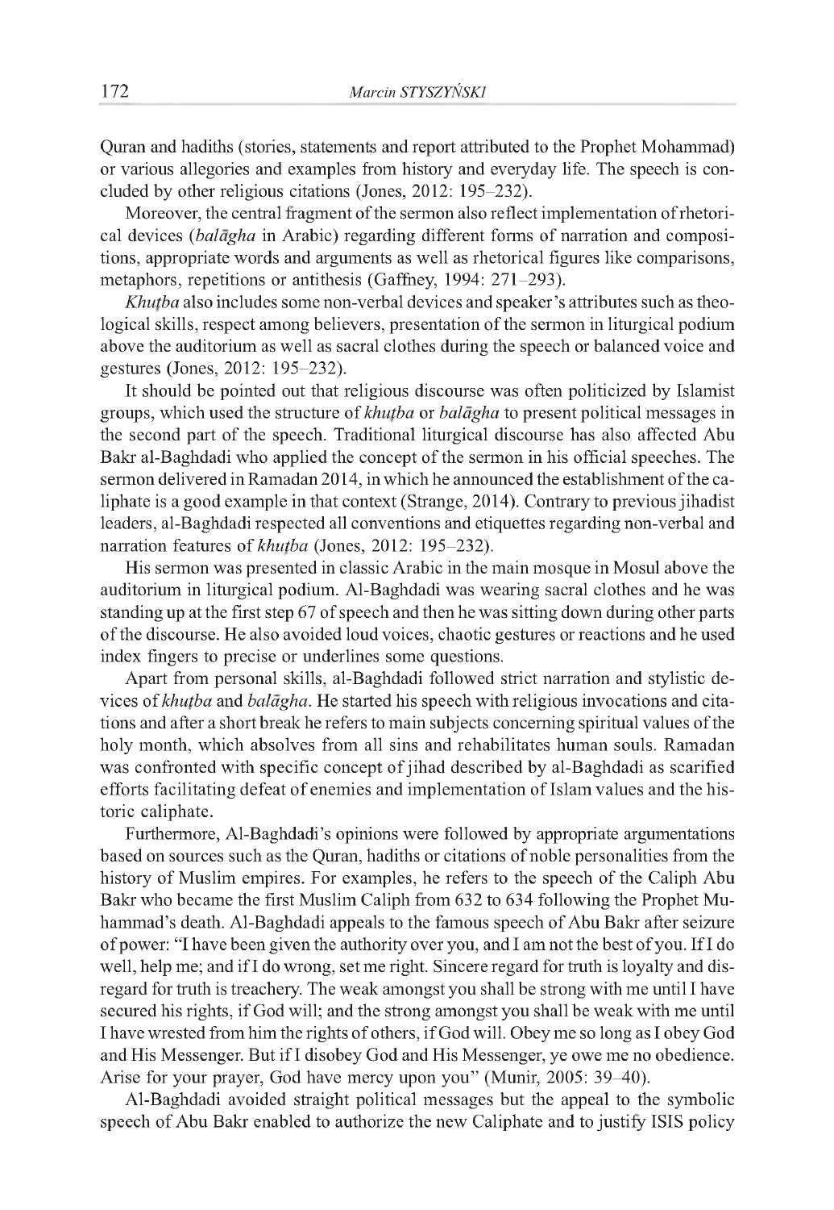Quran and hadiths (stories, statements and report attributed to the Prophet Mohammad) or various allegories and examples from history and everyday life. The speech is concluded by other religious citations (Jones, 2012: 195–232).

Moreover, the central fragment of the sermon also reflect implementation of rhetorical devices (*balāgha* in Arabic) regarding different forms of narration and compositions, appropriate words and arguments as well as rhetorical figures like comparisons, metaphors, repetitions or antithesis (Gaffney, 1994: 271–293).

*Khuṭba* also includes some non-verbal devices and speaker's attributes such as theological skills, respect among believers, presentation of the sermon in liturgical podium above the auditorium as well as sacral clothes during the speech or balanced voice and gestures (Jones, 2012: 195–232).

It should be pointed out that religious discourse was often politicized by Islamist groups, which used the structure of *khuṭba* or *balāgha* to present political messages in the second part of the speech. Traditional liturgical discourse has also affected Abu Bakr al-Baghdadi who applied the concept of the sermon in his official speeches. The sermon delivered in Ramadan 2014, in which he announced the establishment of the caliphate is a good example in that context (Strange, 2014). Contrary to previous jihadist leaders, al-Baghdadi respected all conventions and etiquettes regarding non-verbal and narration features of *khuṭba* (Jones, 2012: 195–232).

His sermon was presented in classic Arabic in the main mosque in Mosul above the auditorium in liturgical podium. Al-Baghdadi was wearing sacral clothes and he was standing up at the first step 67 of speech and then he was sitting down during other parts of the discourse. He also avoided loud voices, chaotic gestures or reactions and he used index fingers to precise or underlines some questions.

Apart from personal skills, al-Baghdadi followed strict narration and stylistic devices of *khuṭba* and *balāgha*. He started his speech with religious invocations and citations and after a short break he refers to main subjects concerning spiritual values of the holy month, which absolves from all sins and rehabilitates human souls. Ramadan was confronted with specific concept of jihad described by al-Baghdadi as scarified efforts facilitating defeat of enemies and implementation of Islam values and the historic caliphate.

Furthermore, Al-Baghdadi's opinions were followed by appropriate argumentations based on sources such as the Quran, hadiths or citations of noble personalities from the history of Muslim empires. For examples, he refers to the speech of the Caliph Abu Bakr who became the first Muslim Caliph from 632 to 634 following the Prophet Muhammad's death. Al-Baghdadi appeals to the famous speech of Abu Bakr after seizure of power: "I have been given the authority over you, and I am not the best of you. If I do well, help me; and if I do wrong, set me right. Sincere regard for truth is loyalty and disregard for truth is treachery. The weak amongst you shall be strong with me until I have secured his rights, if God will; and the strong amongst you shall be weak with me until I have wrested from him the rights of others, if God will. Obey me so long as I obey God and His Messenger. But if I disobey God and His Messenger, ye owe me no obedience. Arise for your prayer, God have mercy upon you" (Munir, 2005: 39–40).

Al-Baghdadi avoided straight political messages but the appeal to the symbolic speech of Abu Bakr enabled to authorize the new Caliphate and to justify ISIS policy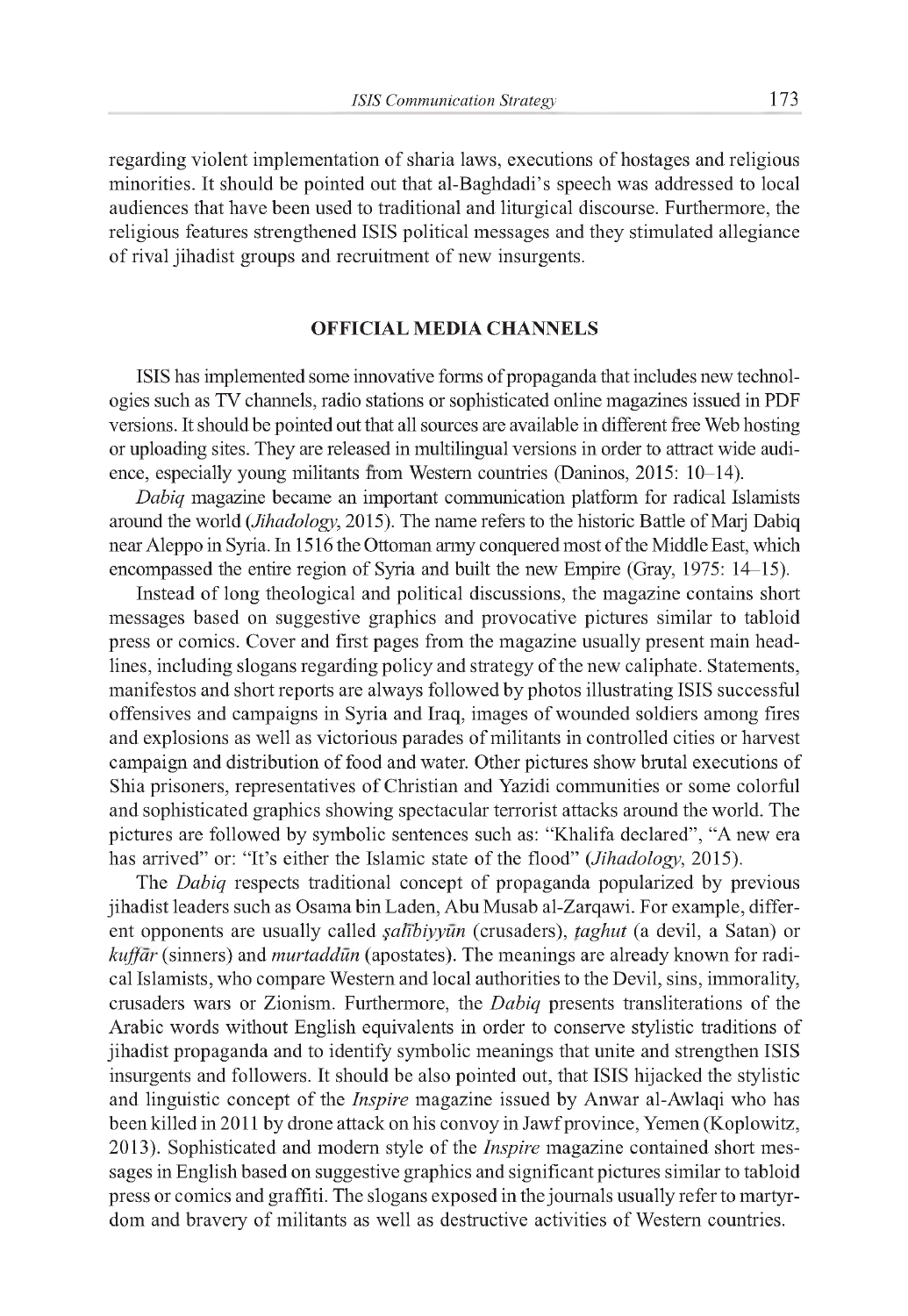regarding violent implementation of sharia laws, executions of hostages and religious minorities. It should be pointed out that al-Baghdadi's speech was addressed to local audiences that have been used to traditional and liturgical discourse. Furthermore, the religious features strengthened ISIS political messages and they stimulated allegiance of rival jihadist groups and recruitment of new insurgents.

## OFFICIAL MEDIA CHANNELS

ISIS has implemented some innovative forms of propaganda that includes new technologies such as TV channels, radio stations or sophisticated online magazines issued in PDF versions. It should be pointed out that all sources are available in different free Web hosting or uploading sites. They are released in multilingual versions in order to attract wide audience, especially young militants from Western countries (Daninos, 2015: 10–14).

*Dabiq* magazine became an important communication platform for radical Islamists around the world (*Jihadology*, 2015). The name refers to the historic Battle of Marj Dabiq near Aleppo in Syria. In 1516 the Ottoman army conquered most of the Middle East, which encompassed the entire region of Syria and built the new Empire (Gray, 1975: 14–15).

Instead of long theological and political discussions, the magazine contains short messages based on suggestive graphics and provocative pictures similar to tabloid press or comics. Cover and first pages from the magazine usually present main headlines, including slogans regarding policy and strategy of the new caliphate. Statements, manifestos and short reports are always followed by photos illustrating ISIS successful offensives and campaigns in Syria and Iraq, images of wounded soldiers among fires and explosions as well as victorious parades of militants in controlled cities or harvest campaign and distribution of food and water. Other pictures show brutal executions of Shia prisoners, representatives of Christian and Yazidi communities or some colorful and sophisticated graphics showing spectacular terrorist attacks around the world. The pictures are followed by symbolic sentences such as: "Khalifa declared", "A new era has arrived" or: "It's either the Islamic state of the flood" (*Jihadology*, 2015).

The *Dabiq* respects traditional concept of propaganda popularized by previous jihadist leaders such as Osama bin Laden, Abu Musab al-Zarqawi. For example, different opponents are usually called *ṣalībiyyūn* (crusaders), *ṭaghut* (a devil, a Satan) or *kuffār* (sinners) and *murtaddūn* (apostates). The meanings are already known for radical Islamists, who compare Western and local authorities to the Devil, sins, immorality, crusaders wars or Zionism. Furthermore, the *Dabiq* presents transliterations of the Arabic words without English equivalents in order to conserve stylistic traditions of jihadist propaganda and to identify symbolic meanings that unite and strengthen ISIS insurgents and followers. It should be also pointed out, that ISIS hijacked the stylistic and linguistic concept of the *Inspire* magazine issued by Anwar al-Awlaqi who has been killed in 2011 by drone attack on his convoy in Jawf province, Yemen (Koplowitz, 2013). Sophisticated and modern style of the *Inspire* magazine contained short messages in English based on suggestive graphics and significant pictures similar to tabloid press or comics and graffiti. The slogans exposed in the journals usually refer to martyrdom and bravery of militants as well as destructive activities of Western countries.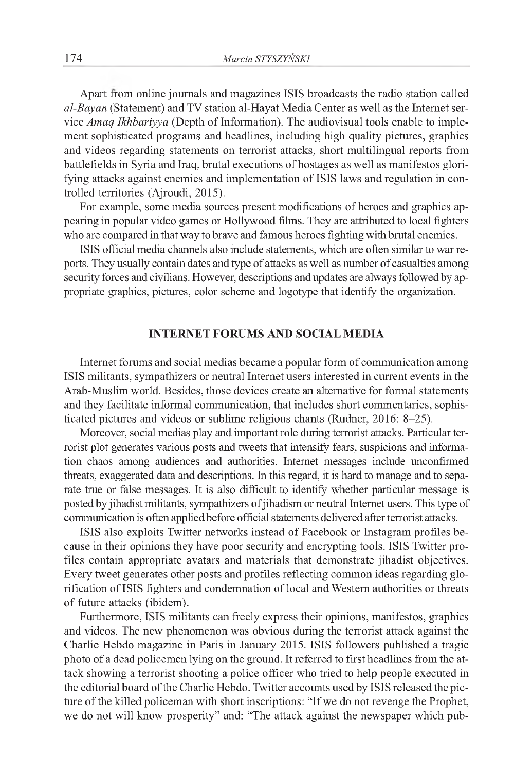Apart from online journals and magazines ISIS broadcasts the radio station called *al-Bayan* (Statement) and TV station al-Hayat Media Center as well as the Internet service *Amaq Ikhbariyya* (Depth of Information). The audiovisual tools enable to implement sophisticated programs and headlines, including high quality pictures, graphics and videos regarding statements on terrorist attacks, short multilingual reports from battlefields in Syria and Iraq, brutal executions of hostages as well as manifestos glorifying attacks against enemies and implementation of ISIS laws and regulation in controlled territories (Ajroudi, 2015).

For example, some media sources present modifications of heroes and graphics appearing in popular video games or Hollywood films. They are attributed to local fighters who are compared in that way to brave and famous heroes fighting with brutal enemies.

ISIS official media channels also include statements, which are often similar to war reports. They usually contain dates and type of attacks as well as number of casualties among security forces and civilians. However, descriptions and updates are always followed by appropriate graphics, pictures, color scheme and logotype that identify the organization.

## INTERNET FORUMS AND SOCIAL MEDIA

Internet forums and social medias became a popular form of communication among ISIS militants, sympathizers or neutral Internet users interested in current events in the Arab-Muslim world. Besides, those devices create an alternative for formal statements and they facilitate informal communication, that includes short commentaries, sophisticated pictures and videos or sublime religious chants (Rudner, 2016: 8–25).

Moreover, social medias play and important role during terrorist attacks. Particular terrorist plot generates various posts and tweets that intensify fears, suspicions and information chaos among audiences and authorities. Internet messages include unconfirmed threats, exaggerated data and descriptions. In this regard, it is hard to manage and to separate true or false messages. It is also difficult to identify whether particular message is posted by jihadist militants, sympathizers of jihadism or neutral Internet users. This type of communication is often applied before official statements delivered after terrorist attacks.

ISIS also exploits Twitter networks instead of Facebook or Instagram profiles because in their opinions they have poor security and encrypting tools. ISIS Twitter profiles contain appropriate avatars and materials that demonstrate jihadist objectives. Every tweet generates other posts and profiles reflecting common ideas regarding glorification of ISIS fighters and condemnation of local and Western authorities or threats of future attacks (ibidem).

Furthermore, ISIS militants can freely express their opinions, manifestos, graphics and videos. The new phenomenon was obvious during the terrorist attack against the Charlie Hebdo magazine in Paris in January 2015. ISIS followers published a tragic photo of a dead policemen lying on the ground. It referred to first headlines from the attack showing a terrorist shooting a police officer who tried to help people executed in the editorial board of the Charlie Hebdo. Twitter accounts used by ISIS released the picture of the killed policeman with short inscriptions: "If we do not revenge the Prophet, we do not will know prosperity" and: "The attack against the newspaper which pub-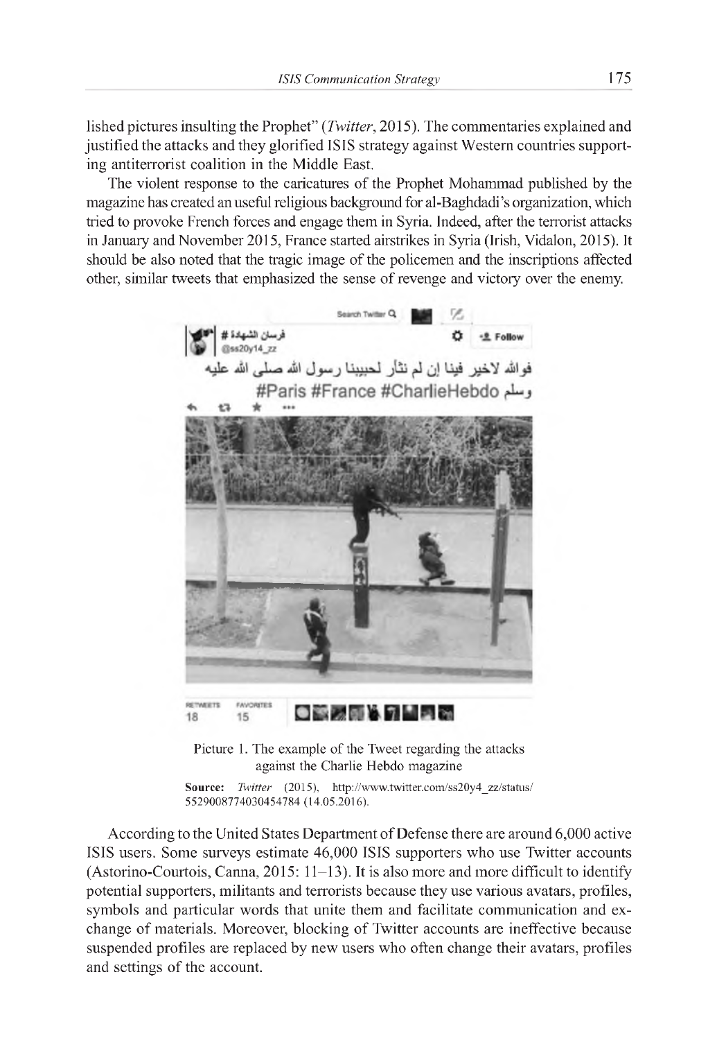lished pictures insulting the Prophet" (*Twitter*, 2015). The commentaries explained and justified the attacks and they glorified ISIS strategy against Western countries supporting antiterrorist coalition in the Middle East.

The violent response to the caricatures of the Prophet Mohammad published by the magazine has created an useful religious background for al-Baghdadi's organization, which tried to provoke French forces and engage them in Syria. Indeed, after the terrorist attacks in January and November 2015, France started airstrikes in Syria (Irish, Vidalon, 2015). It should be also noted that the tragic image of the policemen and the inscriptions affected other, similar tweets that emphasized the sense of revenge and victory over the enemy.

Picture 1. The example of the Tweet regarding the attacks against the Charlie Hebdo magazine

**Source:** *Twitter* (2015), http://www.twitter.com/ss20y4_zz/status/552900877403045478​4 (14.05.2016).

According to the United States Department of Defense there are around 6,000 active ISIS users. Some surveys estimate 46,000 ISIS supporters who use Twitter accounts (Astorino-Courtois, Canna, 2015: 11–13). It is also more and more difficult to identify potential supporters, militants and terrorists because they use various avatars, profiles, symbols and particular words that unite them and facilitate communication and exchange of materials. Moreover, blocking of Twitter accounts are ineffective because suspended profiles are replaced by new users who often change their avatars, profiles and settings of the account.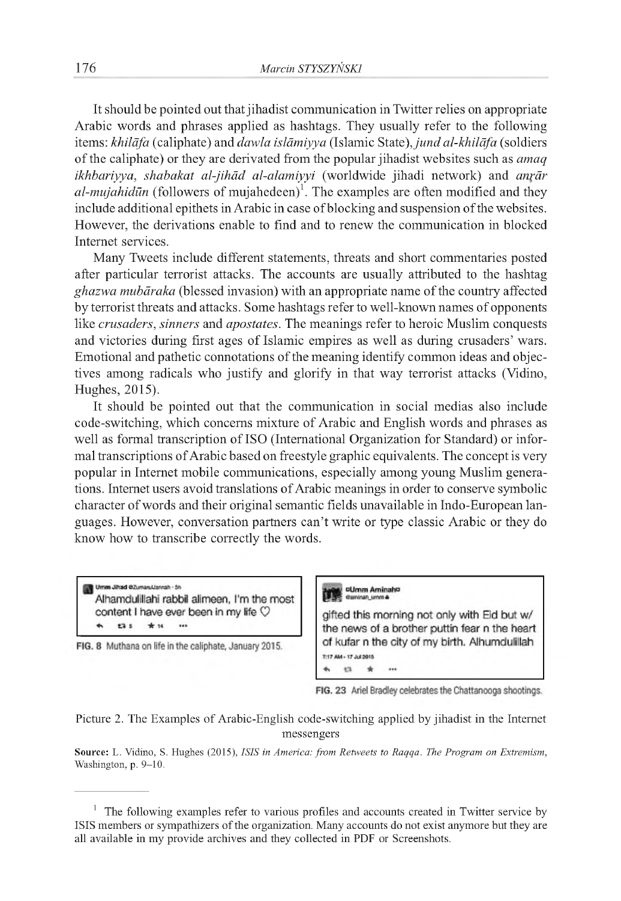It should be pointed out that jihadist communication in Twitter relies on appropriate Arabic words and phrases applied as hashtags. They usually refer to the following items: *khilāfa* (caliphate) and *dawla islāmiyya* (Islamic State), *jund al-khilāfa* (soldiers of the caliphate) or they are derivated from the popular jihadist websites such as *amaq ikhbariyya*, *shabakat al-jihād al-alamiyyi* (worldwide jihadi network) and *anṣār al-mujahidūn* (followers of mujahedeen)[1]. The examples are often modified and they include additional epithets in Arabic in case of blocking and suspension of the websites. However, the derivations enable to find and to renew the communication in blocked Internet services.

Many Tweets include different statements, threats and short commentaries posted after particular terrorist attacks. The accounts are usually attributed to the hashtag *ghazwa mubāraka* (blessed invasion) with an appropriate name of the country affected by terrorist threats and attacks. Some hashtags refer to well-known names of opponents like *crusaders*, *sinners* and *apostates*. The meanings refer to heroic Muslim conquests and victories during first ages of Islamic empires as well as during crusaders' wars. Emotional and pathetic connotations of the meaning identify common ideas and objectives among radicals who justify and glorify in that way terrorist attacks (Vidino, Hughes, 2015).

It should be pointed out that the communication in social medias also include code-switching, which concerns mixture of Arabic and English words and phrases as well as formal transcription of ISO (International Organization for Standard) or informal transcriptions of Arabic based on freestyle graphic equivalents. The concept is very popular in Internet mobile communications, especially among young Muslim generations. Internet users avoid translations of Arabic meanings in order to conserve symbolic character of words and their original semantic fields unavailable in Indo-European languages. However, conversation partners can't write or type classic Arabic or they do know how to transcribe correctly the words.

Umm Jihad @ZumaruJannah · 5h
Alhamdulillahi rabbil alimeen, I'm the most content I have ever been in my life ♡

FIG. 8 Muthana on life in the caliphate, January 2015.

Umm Aminah
@aminah_umm
gifted this morning not only with Eid but w/ the news of a brother puttin fear n the heart of kufar n the city of my birth. Alhumdulillah
7:17 AM - 17 Jul 2015

FIG. 23 Ariel Bradley celebrates the Chattanooga shootings.

Picture 2. The Examples of Arabic-English code-switching applied by jihadist in the Internet messengers

**Source:** L. Vidino, S. Hughes (2015), *ISIS in America: from Retweets to Raqqa. The Program on Extremism*, Washington, p. 9–10.

---

[1] The following examples refer to various profiles and accounts created in Twitter service by ISIS members or sympathizers of the organization. Many accounts do not exist anymore but they are all available in my provide archives and they collected in PDF or Screenshots.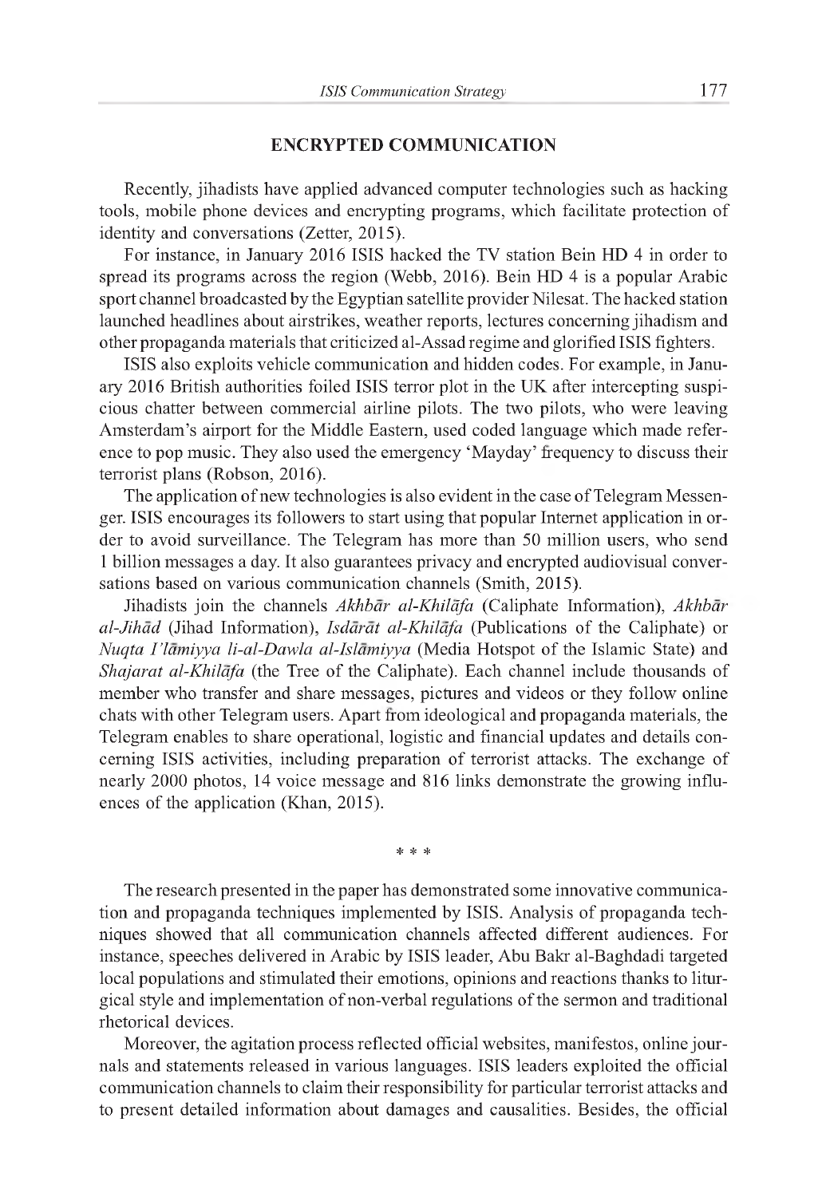## ENCRYPTED COMMUNICATION

Recently, jihadists have applied advanced computer technologies such as hacking tools, mobile phone devices and encrypting programs, which facilitate protection of identity and conversations (Zetter, 2015).

For instance, in January 2016 ISIS hacked the TV station Bein HD 4 in order to spread its programs across the region (Webb, 2016). Bein HD 4 is a popular Arabic sport channel broadcasted by the Egyptian satellite provider Nilesat. The hacked station launched headlines about airstrikes, weather reports, lectures concerning jihadism and other propaganda materials that criticized al-Assad regime and glorified ISIS fighters.

ISIS also exploits vehicle communication and hidden codes. For example, in January 2016 British authorities foiled ISIS terror plot in the UK after intercepting suspicious chatter between commercial airline pilots. The two pilots, who were leaving Amsterdam's airport for the Middle Eastern, used coded language which made reference to pop music. They also used the emergency 'Mayday' frequency to discuss their terrorist plans (Robson, 2016).

The application of new technologies is also evident in the case of Telegram Messenger. ISIS encourages its followers to start using that popular Internet application in order to avoid surveillance. The Telegram has more than 50 million users, who send 1 billion messages a day. It also guarantees privacy and encrypted audiovisual conversations based on various communication channels (Smith, 2015).

Jihadists join the channels *Akhbār al-Khilāfa* (Caliphate Information), *Akhbār al-Jihād* (Jihad Information), *Isdārāt al-Khilāfa* (Publications of the Caliphate) or *Nuqta I'lāmiyya li-al-Dawla al-Islāmiyya* (Media Hotspot of the Islamic State) and *Shajarat al-Khilāfa* (the Tree of the Caliphate). Each channel include thousands of member who transfer and share messages, pictures and videos or they follow online chats with other Telegram users. Apart from ideological and propaganda materials, the Telegram enables to share operational, logistic and financial updates and details concerning ISIS activities, including preparation of terrorist attacks. The exchange of nearly 2000 photos, 14 voice message and 816 links demonstrate the growing influences of the application (Khan, 2015).

\* \* \*

The research presented in the paper has demonstrated some innovative communication and propaganda techniques implemented by ISIS. Analysis of propaganda techniques showed that all communication channels affected different audiences. For instance, speeches delivered in Arabic by ISIS leader, Abu Bakr al-Baghdadi targeted local populations and stimulated their emotions, opinions and reactions thanks to liturgical style and implementation of non-verbal regulations of the sermon and traditional rhetorical devices.

Moreover, the agitation process reflected official websites, manifestos, online journals and statements released in various languages. ISIS leaders exploited the official communication channels to claim their responsibility for particular terrorist attacks and to present detailed information about damages and causalities. Besides, the official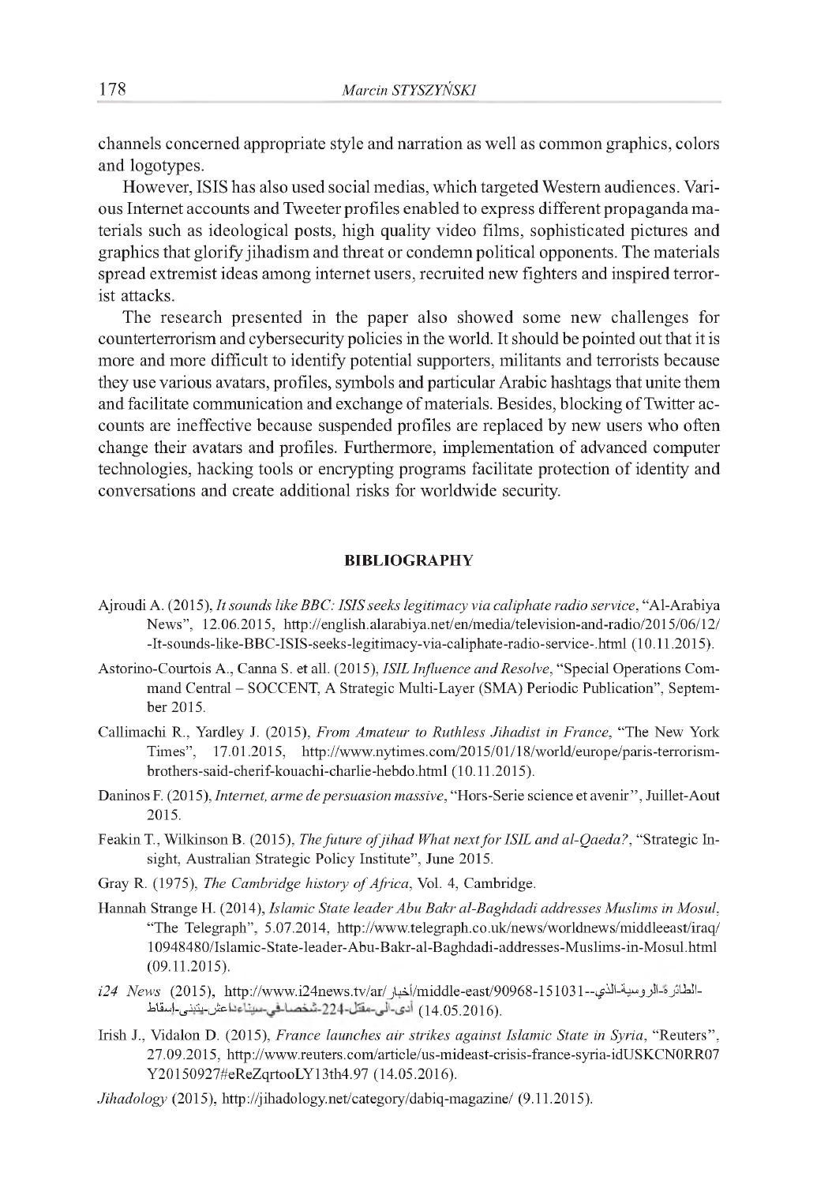channels concerned appropriate style and narration as well as common graphics, colors and logotypes.

However, ISIS has also used social medias, which targeted Western audiences. Various Internet accounts and Tweeter profiles enabled to express different propaganda materials such as ideological posts, high quality video films, sophisticated pictures and graphics that glorify jihadism and threat or condemn political opponents. The materials spread extremist ideas among internet users, recruited new fighters and inspired terrorist attacks.

The research presented in the paper also showed some new challenges for counterterrorism and cybersecurity policies in the world. It should be pointed out that it is more and more difficult to identify potential supporters, militants and terrorists because they use various avatars, profiles, symbols and particular Arabic hashtags that unite them and facilitate communication and exchange of materials. Besides, blocking of Twitter accounts are ineffective because suspended profiles are replaced by new users who often change their avatars and profiles. Furthermore, implementation of advanced computer technologies, hacking tools or encrypting programs facilitate protection of identity and conversations and create additional risks for worldwide security.

## BIBLIOGRAPHY

Ajroudi A. (2015), *It sounds like BBC: ISIS seeks legitimacy via caliphate radio service*, "Al-Arabiya News", 12.06.2015, http://english.alarabiya.net/en/media/television-and-radio/2015/06/12/-It-sounds-like-BBC-ISIS-seeks-legitimacy-via-caliphate-radio-service-.html (10.11.2015).

Astorino-Courtois A., Canna S. et all. (2015), *ISIL Influence and Resolve*, "Special Operations Command Central – SOCCENT, A Strategic Multi-Layer (SMA) Periodic Publication", September 2015.

Callimachi R., Yardley J. (2015), *From Amateur to Ruthless Jihadist in France*, "The New York Times", 17.01.2015, http://www.nytimes.com/2015/01/18/world/europe/paris-terrorism-brothers-said-cherif-kouachi-charlie-hebdo.html (10.11.2015).

Daninos F. (2015), *Internet, arme de persuasion massive*, "Hors-Serie science et avenir", Juillet-Aout 2015.

Feakin T., Wilkinson B. (2015), *The future of jihad What next for ISIL and al-Qaeda?*, "Strategic Insight, Australian Strategic Policy Institute", June 2015.

Gray R. (1975), *The Cambridge history of Africa*, Vol. 4, Cambridge.

Hannah Strange H. (2014), *Islamic State leader Abu Bakr al-Baghdadi addresses Muslims in Mosul*, "The Telegraph", 5.07.2014, http://www.telegraph.co.uk/news/worldnews/middleeast/iraq/10948480/Islamic-State-leader-Abu-Bakr-al-Baghdadi-addresses-Muslims-in-Mosul.html (09.11.2015).

*i24 News* (2015), http://www.i24news.tv/ar/أخبار/middle-east/90968-151031--الطائرة-الروسية-الذي-أدى-الى-مقتل-224-شخصا-في-سيناء-داعش-يتبنى-إسقاط (14.05.2016).

Irish J., Vidalon D. (2015), *France launches air strikes against Islamic State in Syria*, "Reuters", 27.09.2015, http://www.reuters.com/article/us-mideast-crisis-france-syria-idUSKCN0RR07Y20150927#eReZqrtooLY13th4.97 (14.05.2016).

*Jihadology* (2015), http://jihadology.net/category/dabiq-magazine/ (9.11.2015).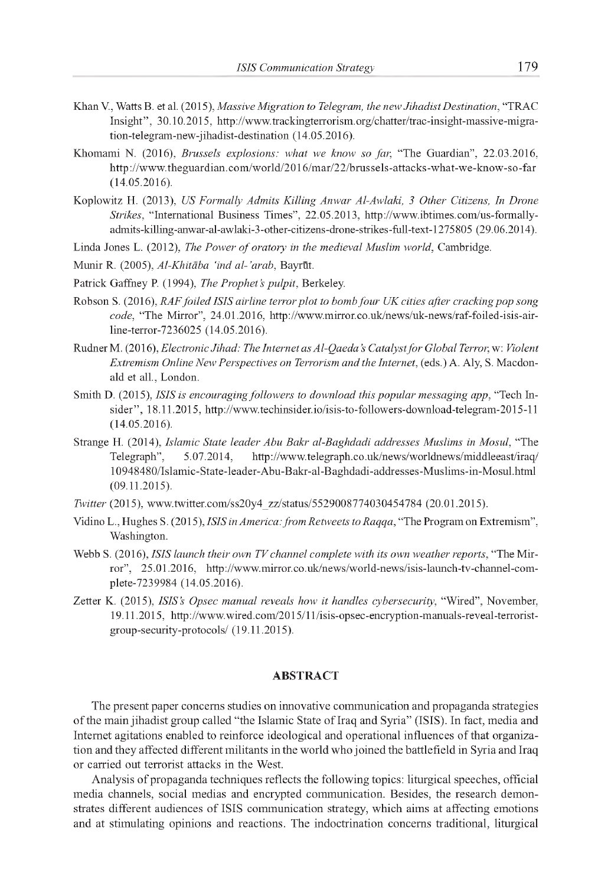Khan V., Watts B. et al. (2015), *Massive Migration to Telegram, the new Jihadist Destination*, "TRAC Insight", 30.10.2015, http://www.trackingterrorism.org/chatter/trac-insight-massive-migration-telegram-new-jihadist-destination (14.05.2016).

Khomami N. (2016), *Brussels explosions: what we know so far*, "The Guardian", 22.03.2016, http://www.theguardian.com/world/2016/mar/22/brussels-attacks-what-we-know-so-far (14.05.2016).

Koplowitz H. (2013), *US Formally Admits Killing Anwar Al-Awlaki, 3 Other Citizens, In Drone Strikes*, "International Business Times", 22.05.2013, http://www.ibtimes.com/us-formally-admits-killing-anwar-al-awlaki-3-other-citizens-drone-strikes-full-text-1275805 (29.06.2014).

Linda Jones L. (2012), *The Power of oratory in the medieval Muslim world*, Cambridge.

Munir R. (2005), *Al-Khitāba 'ind al-'arab*, Bayrūt.

Patrick Gaffney P. (1994), *The Prophet's pulpit*, Berkeley.

Robson S. (2016), *RAF foiled ISIS airline terror plot to bomb four UK cities after cracking pop song code*, "The Mirror", 24.01.2016, http://www.mirror.co.uk/news/uk-news/raf-foiled-isis-airline-terror-7236025 (14.05.2016).

Rudner M. (2016), *Electronic Jihad: The Internet as Al-Qaeda's Catalyst for Global Terror*, w: *Violent Extremism Online New Perspectives on Terrorism and the Internet*, (eds.) A. Aly, S. Macdonald et all., London.

Smith D. (2015), *ISIS is encouraging followers to download this popular messaging app*, "Tech Insider", 18.11.2015, http://www.techinsider.io/isis-to-followers-download-telegram-2015-11 (14.05.2016).

Strange H. (2014), *Islamic State leader Abu Bakr al-Baghdadi addresses Muslims in Mosul*, "The Telegraph", 5.07.2014, http://www.telegraph.co.uk/news/worldnews/middleeast/iraq/10948480/Islamic-State-leader-Abu-Bakr-al-Baghdadi-addresses-Muslims-in-Mosul.html (09.11.2015).

*Twitter* (2015), www.twitter.com/ss20y4_zz/status/5529008774030454784 (20.01.2015).

Vidino L., Hughes S. (2015), *ISIS in America: from Retweets to Raqqa*, "The Program on Extremism", Washington.

Webb S. (2016), *ISIS launch their own TV channel complete with its own weather reports*, "The Mirror", 25.01.2016, http://www.mirror.co.uk/news/world-news/isis-launch-tv-channel-complete-7239984 (14.05.2016).

Zetter K. (2015), *ISIS's Opsec manual reveals how it handles cybersecurity*, "Wired", November, 19.11.2015, http://www.wired.com/2015/11/isis-opsec-encryption-manuals-reveal-terrorist-group-security-protocols/ (19.11.2015).

## ABSTRACT

The present paper concerns studies on innovative communication and propaganda strategies of the main jihadist group called "the Islamic State of Iraq and Syria" (ISIS). In fact, media and Internet agitations enabled to reinforce ideological and operational influences of that organization and they affected different militants in the world who joined the battlefield in Syria and Iraq or carried out terrorist attacks in the West.

Analysis of propaganda techniques reflects the following topics: liturgical speeches, official media channels, social medias and encrypted communication. Besides, the research demonstrates different audiences of ISIS communication strategy, which aims at affecting emotions and at stimulating opinions and reactions. The indoctrination concerns traditional, liturgical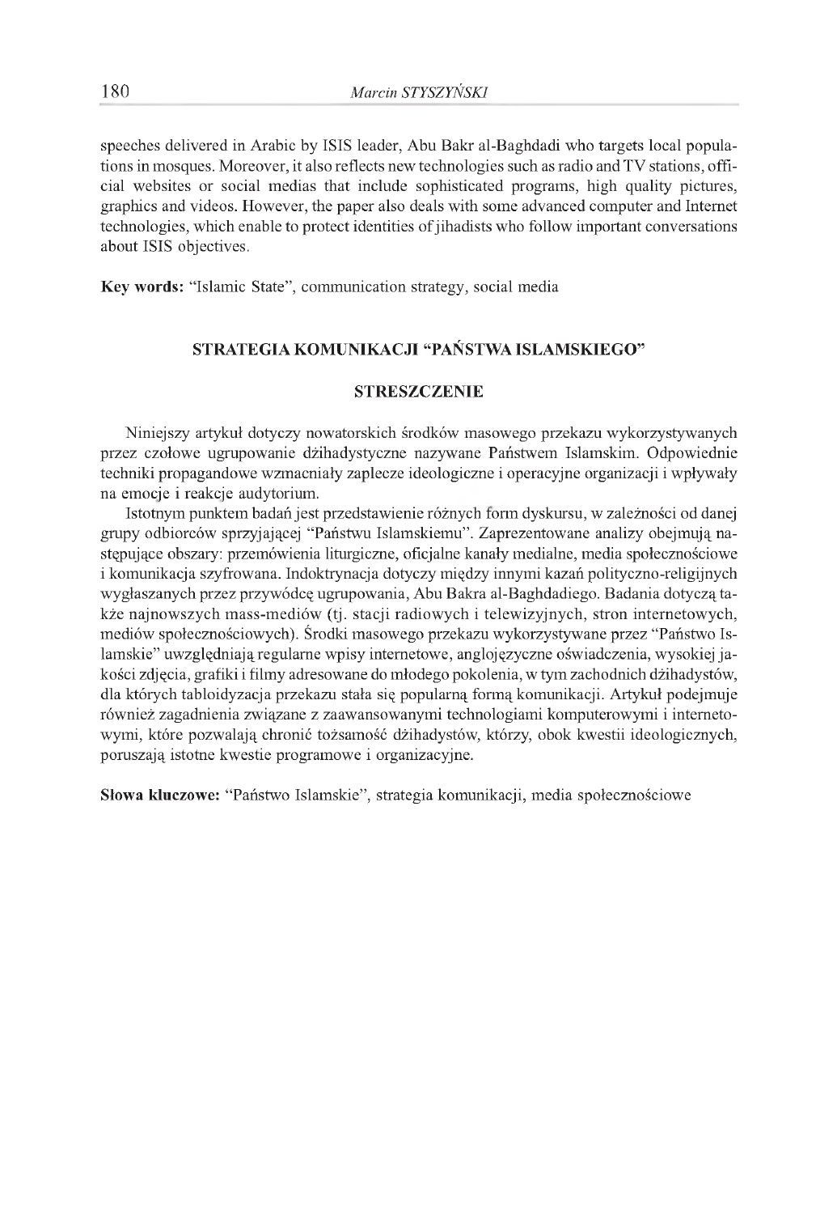speeches delivered in Arabic by ISIS leader, Abu Bakr al-Baghdadi who targets local populations in mosques. Moreover, it also reflects new technologies such as radio and TV stations, official websites or social medias that include sophisticated programs, high quality pictures, graphics and videos. However, the paper also deals with some advanced computer and Internet technologies, which enable to protect identities of jihadists who follow important conversations about ISIS objectives.

**Key words:** "Islamic State", communication strategy, social media

## STRATEGIA KOMUNIKACJI "PAŃSTWA ISLAMSKIEGO"

### STRESZCZENIE

Niniejszy artykuł dotyczy nowatorskich środków masowego przekazu wykorzystywanych przez czołowe ugrupowanie dżihadystyczne nazywane Państwem Islamskim. Odpowiednie techniki propagandowe wzmacniały zaplecze ideologiczne i operacyjne organizacji i wpływały na emocje i reakcje audytorium.

Istotnym punktem badań jest przedstawienie różnych form dyskursu, w zależności od danej grupy odbiorców sprzyjającej "Państwu Islamskiemu". Zaprezentowane analizy obejmują następujące obszary: przemówienia liturgiczne, oficjalne kanały medialne, media społecznościowe i komunikacja szyfrowana. Indoktrynacja dotyczy między innymi kazań polityczno-religijnych wygłaszanych przez przywódcę ugrupowania, Abu Bakra al-Baghdadiego. Badania dotyczą także najnowszych mass-mediów (tj. stacji radiowych i telewizyjnych, stron internetowych, mediów społecznościowych). Środki masowego przekazu wykorzystywane przez "Państwo Islamskie" uwzględniają regularne wpisy internetowe, anglojęzyczne oświadczenia, wysokiej jakości zdjęcia, grafiki i filmy adresowane do młodego pokolenia, w tym zachodnich dżihadystów, dla których tabloidyzacja przekazu stała się popularną formą komunikacji. Artykuł podejmuje również zagadnienia związane z zaawansowanymi technologiami komputerowymi i internetowymi, które pozwalają chronić tożsamość dżihadystów, którzy, obok kwestii ideologicznych, poruszają istotne kwestie programowe i organizacyjne.

**Słowa kluczowe:** "Państwo Islamskie", strategia komunikacji, media społecznościowe